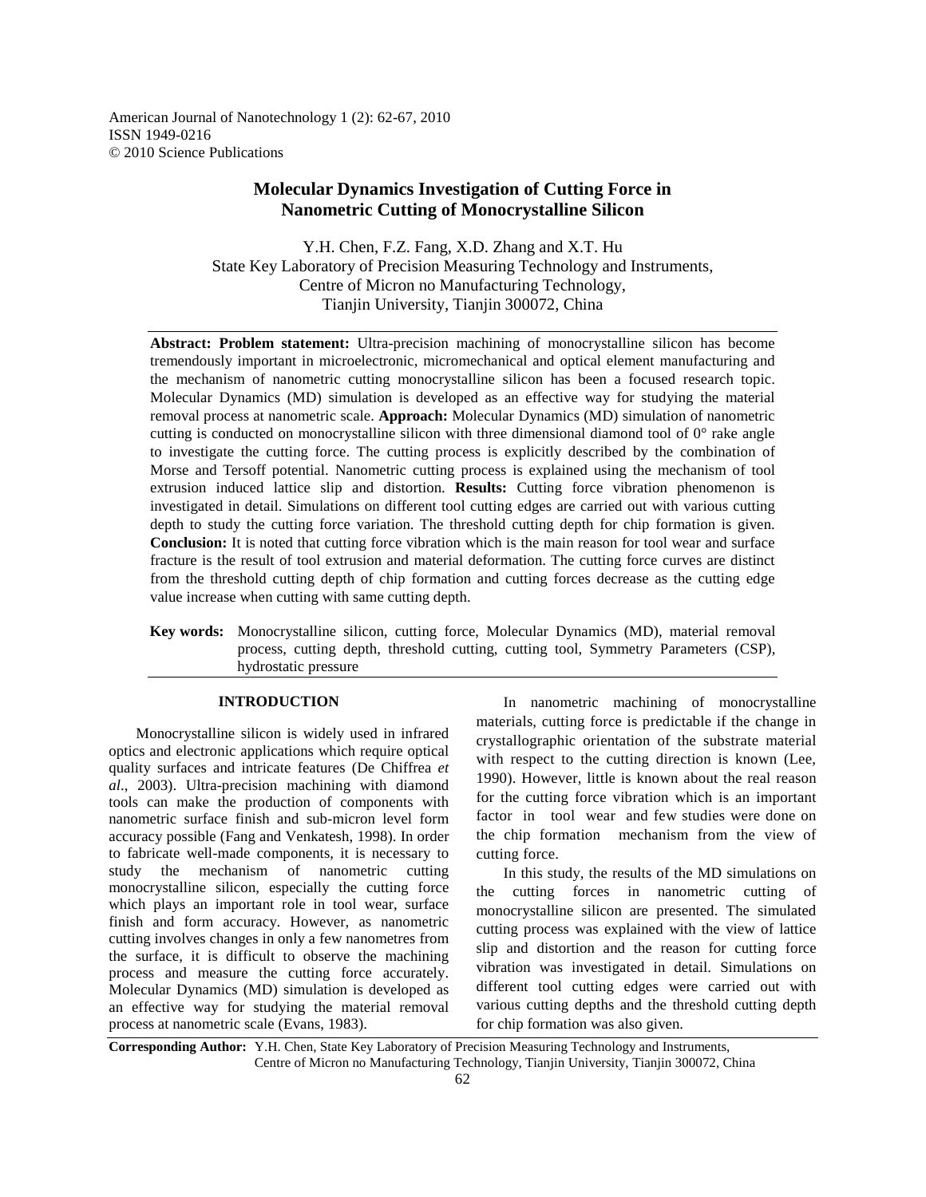# Molecular Dynamics Investigation of Cutting Force in Nanometric Cutting of Monocrystalline Silicon

Y.H. Chen, F.Z. Fang, X.D. Zhang and X.T. Hu
State Key Laboratory of Precision Measuring Technology and Instruments,
Centre of Micron no Manufacturing Technology,
Tianjin University, Tianjin 300072, China

---

**Abstract: Problem statement:** Ultra-precision machining of monocrystalline silicon has become tremendously important in microelectronic, micromechanical and optical element manufacturing and the mechanism of nanometric cutting monocrystalline silicon has been a focused research topic. Molecular Dynamics (MD) simulation is developed as an effective way for studying the material removal process at nanometric scale. **Approach:** Molecular Dynamics (MD) simulation of nanometric cutting is conducted on monocrystalline silicon with three dimensional diamond tool of 0° rake angle to investigate the cutting force. The cutting process is explicitly described by the combination of Morse and Tersoff potential. Nanometric cutting process is explained using the mechanism of tool extrusion induced lattice slip and distortion. **Results:** Cutting force vibration phenomenon is investigated in detail. Simulations on different tool cutting edges are carried out with various cutting depth to study the cutting force variation. The threshold cutting depth for chip formation is given. **Conclusion:** It is noted that cutting force vibration which is the main reason for tool wear and surface fracture is the result of tool extrusion and material deformation. The cutting force curves are distinct from the threshold cutting depth of chip formation and cutting forces decrease as the cutting edge value increase when cutting with same cutting depth.

**Key words:** Monocrystalline silicon, cutting force, Molecular Dynamics (MD), material removal process, cutting depth, threshold cutting, cutting tool, Symmetry Parameters (CSP), hydrostatic pressure

---

## INTRODUCTION

Monocrystalline silicon is widely used in infrared optics and electronic applications which require optical quality surfaces and intricate features (De Chiffrea *et al*., 2003). Ultra-precision machining with diamond tools can make the production of components with nanometric surface finish and sub-micron level form accuracy possible (Fang and Venkatesh, 1998). In order to fabricate well-made components, it is necessary to study the mechanism of nanometric cutting monocrystalline silicon, especially the cutting force which plays an important role in tool wear, surface finish and form accuracy. However, as nanometric cutting involves changes in only a few nanometres from the surface, it is difficult to observe the machining process and measure the cutting force accurately. Molecular Dynamics (MD) simulation is developed as an effective way for studying the material removal process at nanometric scale (Evans, 1983).

In nanometric machining of monocrystalline materials, cutting force is predictable if the change in crystallographic orientation of the substrate material with respect to the cutting direction is known (Lee, 1990). However, little is known about the real reason for the cutting force vibration which is an important factor in tool wear and few studies were done on the chip formation mechanism from the view of cutting force.

In this study, the results of the MD simulations on the cutting forces in nanometric cutting of monocrystalline silicon are presented. The simulated cutting process was explained with the view of lattice slip and distortion and the reason for cutting force vibration was investigated in detail. Simulations on different tool cutting edges were carried out with various cutting depths and the threshold cutting depth for chip formation was also given.

**Corresponding Author:** Y.H. Chen, State Key Laboratory of Precision Measuring Technology and Instruments, Centre of Micron no Manufacturing Technology, Tianjin University, Tianjin 300072, China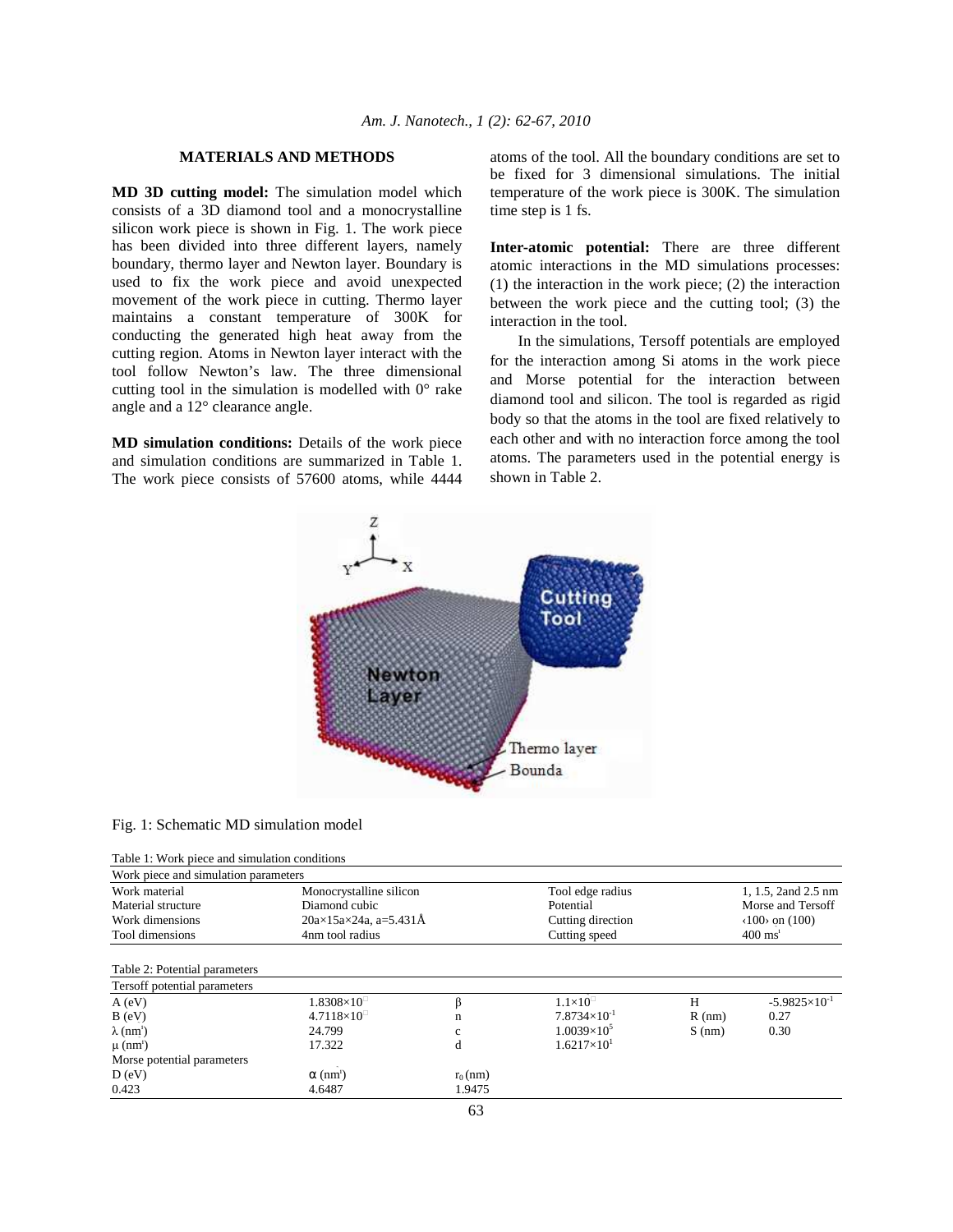## MATERIALS AND METHODS

**MD 3D cutting model:** The simulation model which consists of a 3D diamond tool and a monocrystalline silicon work piece is shown in Fig. 1. The work piece has been divided into three different layers, namely boundary, thermo layer and Newton layer. Boundary is used to fix the work piece and avoid unexpected movement of the work piece in cutting. Thermo layer maintains a constant temperature of 300K for conducting the generated high heat away from the cutting region. Atoms in Newton layer interact with the tool follow Newton's law. The three dimensional cutting tool in the simulation is modelled with 0° rake angle and a 12° clearance angle.

**MD simulation conditions:** Details of the work piece and simulation conditions are summarized in Table 1. The work piece consists of 57600 atoms, while 4444 atoms of the tool. All the boundary conditions are set to be fixed for 3 dimensional simulations. The initial temperature of the work piece is 300K. The simulation time step is 1 fs.

**Inter-atomic potential:** There are three different atomic interactions in the MD simulations processes: (1) the interaction in the work piece; (2) the interaction between the work piece and the cutting tool; (3) the interaction in the tool.

In the simulations, Tersoff potentials are employed for the interaction among Si atoms in the work piece and Morse potential for the interaction between diamond tool and silicon. The tool is regarded as rigid body so that the atoms in the tool are fixed relatively to each other and with no interaction force among the tool atoms. The parameters used in the potential energy is shown in Table 2.

Fig. 1: Schematic MD simulation model

Table 1: Work piece and simulation conditions

| Work piece and simulation parameters | | | |
|---|---|---|---|
| Work material | Monocrystalline silicon | Tool edge radius | 1, 1.5, 2and 2.5 nm |
| Material structure | Diamond cubic | Potential | Morse and Tersoff |
| Work dimensions | 20a×15a×24a, a=5.431Å | Cutting direction | ‹100› on (100) |
| Tool dimensions | 4nm tool radius | Cutting speed | 400 ms' |

Table 2: Potential parameters

| Tersoff potential parameters | | | | | |
|---|---|---|---|---|---|
| A (eV) | $1.8308\times10^{-}$ | β | $1.1\times10^{-}$ | H | $-5.9825\times10^{-1}$ |
| B (eV) | $4.7118\times10^{-}$ | n | $7.8734\times10^{-1}$ | R (nm) | 0.27 |
| λ (nm') | 24.799 | c | $1.0039\times10^{5}$ | S (nm) | 0.30 |
| μ (nm') | 17.322 | d | $1.6217\times10^{1}$ | | |
| Morse potential parameters | | | | | |
| D (eV) | α (nm') | $r_0$ (nm) | | | |
| 0.423 | 4.6487 | 1.9475 | | | |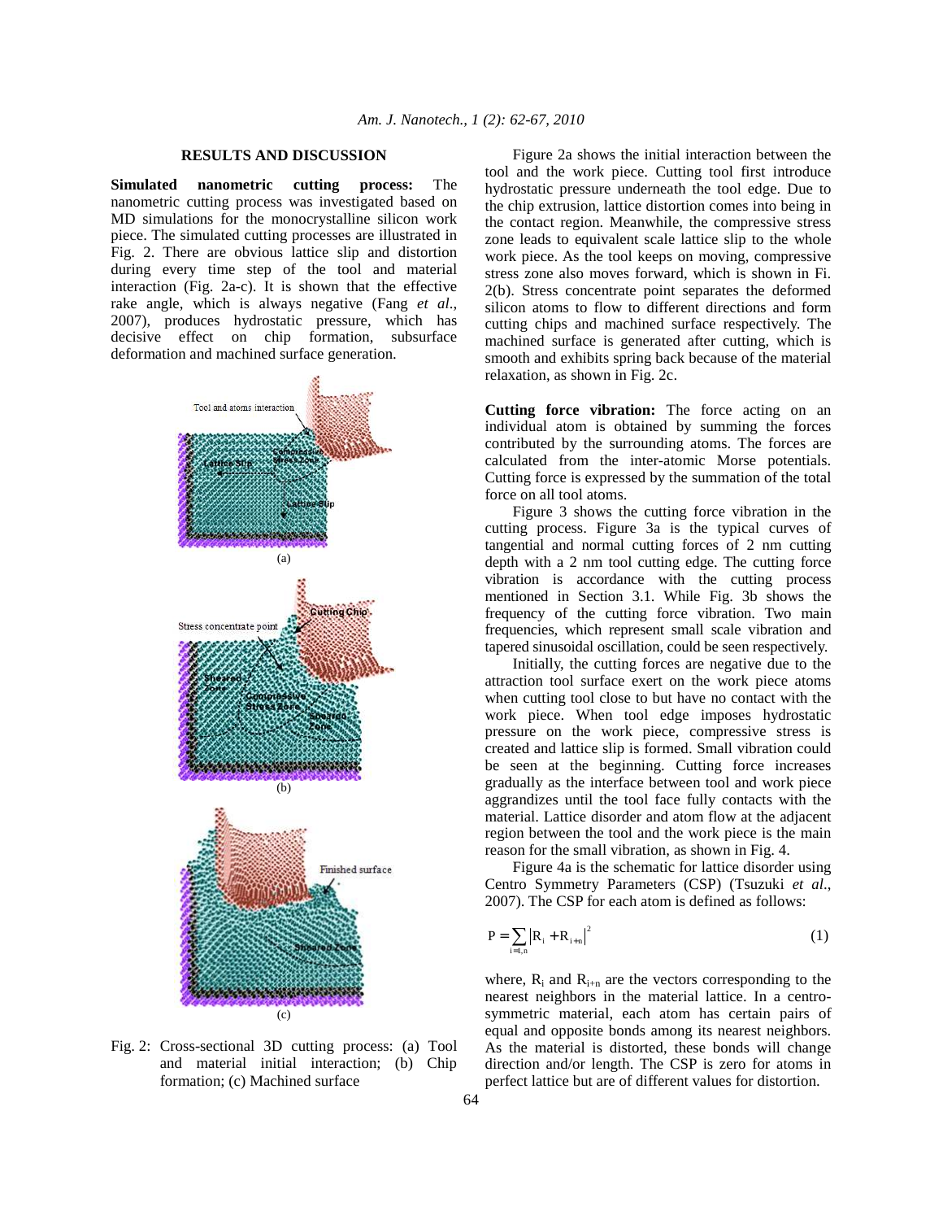## RESULTS AND DISCUSSION

**Simulated nanometric cutting process:** The nanometric cutting process was investigated based on MD simulations for the monocrystalline silicon work piece. The simulated cutting processes are illustrated in Fig. 2. There are obvious lattice slip and distortion during every time step of the tool and material interaction (Fig. 2a-c). It is shown that the effective rake angle, which is always negative (Fang *et al*., 2007), produces hydrostatic pressure, which has decisive effect on chip formation, subsurface deformation and machined surface generation.

Fig. 2: Cross-sectional 3D cutting process: (a) Tool and material initial interaction; (b) Chip formation; (c) Machined surface

Figure 2a shows the initial interaction between the tool and the work piece. Cutting tool first introduce hydrostatic pressure underneath the tool edge. Due to the chip extrusion, lattice distortion comes into being in the contact region. Meanwhile, the compressive stress zone leads to equivalent scale lattice slip to the whole work piece. As the tool keeps on moving, compressive stress zone also moves forward, which is shown in Fi. 2(b). Stress concentrate point separates the deformed silicon atoms to flow to different directions and form cutting chips and machined surface respectively. The machined surface is generated after cutting, which is smooth and exhibits spring back because of the material relaxation, as shown in Fig. 2c.

**Cutting force vibration:** The force acting on an individual atom is obtained by summing the forces contributed by the surrounding atoms. The forces are calculated from the inter-atomic Morse potentials. Cutting force is expressed by the summation of the total force on all tool atoms.

Figure 3 shows the cutting force vibration in the cutting process. Figure 3a is the typical curves of tangential and normal cutting forces of 2 nm cutting depth with a 2 nm tool cutting edge. The cutting force vibration is accordance with the cutting process mentioned in Section 3.1. While Fig. 3b shows the frequency of the cutting force vibration. Two main frequencies, which represent small scale vibration and tapered sinusoidal oscillation, could be seen respectively.

Initially, the cutting forces are negative due to the attraction tool surface exert on the work piece atoms when cutting tool close to but have no contact with the work piece. When tool edge imposes hydrostatic pressure on the work piece, compressive stress is created and lattice slip is formed. Small vibration could be seen at the beginning. Cutting force increases gradually as the interface between tool and work piece aggrandizes until the tool face fully contacts with the material. Lattice disorder and atom flow at the adjacent region between the tool and the work piece is the main reason for the small vibration, as shown in Fig. 4.

Figure 4a is the schematic for lattice disorder using Centro Symmetry Parameters (CSP) (Tsuzuki *et al*., 2007). The CSP for each atom is defined as follows:

$$P = \sum_{i=1,n} \left| R_i + R_{i+n} \right|^2 \tag{1}$$

where, $R_i$ and $R_{i+n}$ are the vectors corresponding to the nearest neighbors in the material lattice. In a centro-symmetric material, each atom has certain pairs of equal and opposite bonds among its nearest neighbors. As the material is distorted, these bonds will change direction and/or length. The CSP is zero for atoms in perfect lattice but are of different values for distortion.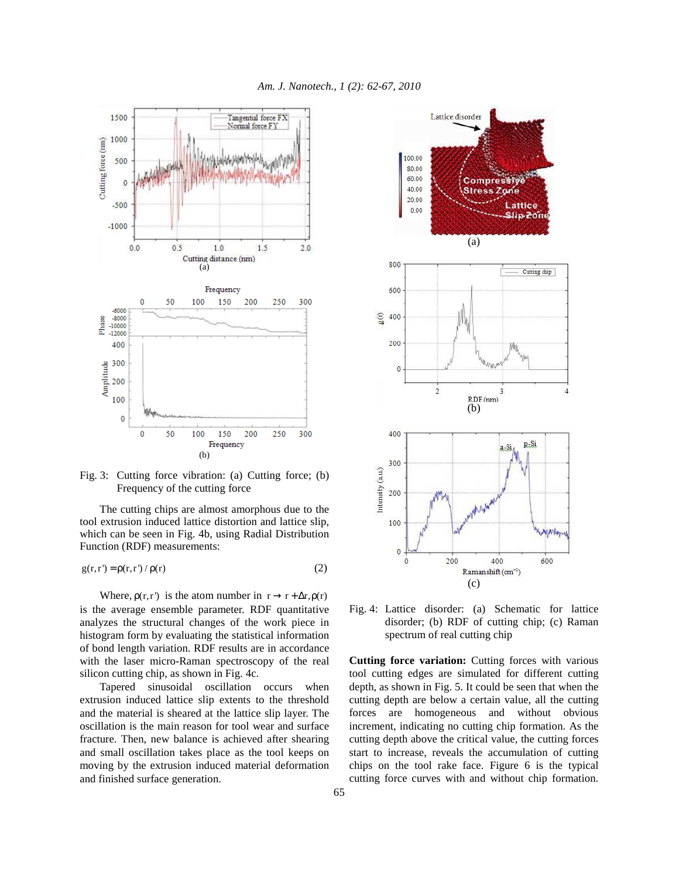Fig. 3: Cutting force vibration: (a) Cutting force; (b) Frequency of the cutting force

The cutting chips are almost amorphous due to the tool extrusion induced lattice distortion and lattice slip, which can be seen in Fig. 4b, using Radial Distribution Function (RDF) measurements:

$$g(r,r') = \rho(r,r') / \rho(r) \quad (2)$$

Where, $\rho(r,r')$ is the atom number in $r \rightarrow r + \Delta r, \rho(r)$ is the average ensemble parameter. RDF quantitative analyzes the structural changes of the work piece in histogram form by evaluating the statistical information of bond length variation. RDF results are in accordance with the laser micro-Raman spectroscopy of the real silicon cutting chip, as shown in Fig. 4c.

Tapered sinusoidal oscillation occurs when extrusion induced lattice slip extents to the threshold and the material is sheared at the lattice slip layer. The oscillation is the main reason for tool wear and surface fracture. Then, new balance is achieved after shearing and small oscillation takes place as the tool keeps on moving by the extrusion induced material deformation and finished surface generation.

Fig. 4: Lattice disorder: (a) Schematic for lattice disorder; (b) RDF of cutting chip; (c) Raman spectrum of real cutting chip

**Cutting force variation:** Cutting forces with various tool cutting edges are simulated for different cutting depth, as shown in Fig. 5. It could be seen that when the cutting depth are below a certain value, all the cutting forces are homogeneous and without obvious increment, indicating no cutting chip formation. As the cutting depth above the critical value, the cutting forces start to increase, reveals the accumulation of cutting chips on the tool rake face. Figure 6 is the typical cutting force curves with and without chip formation.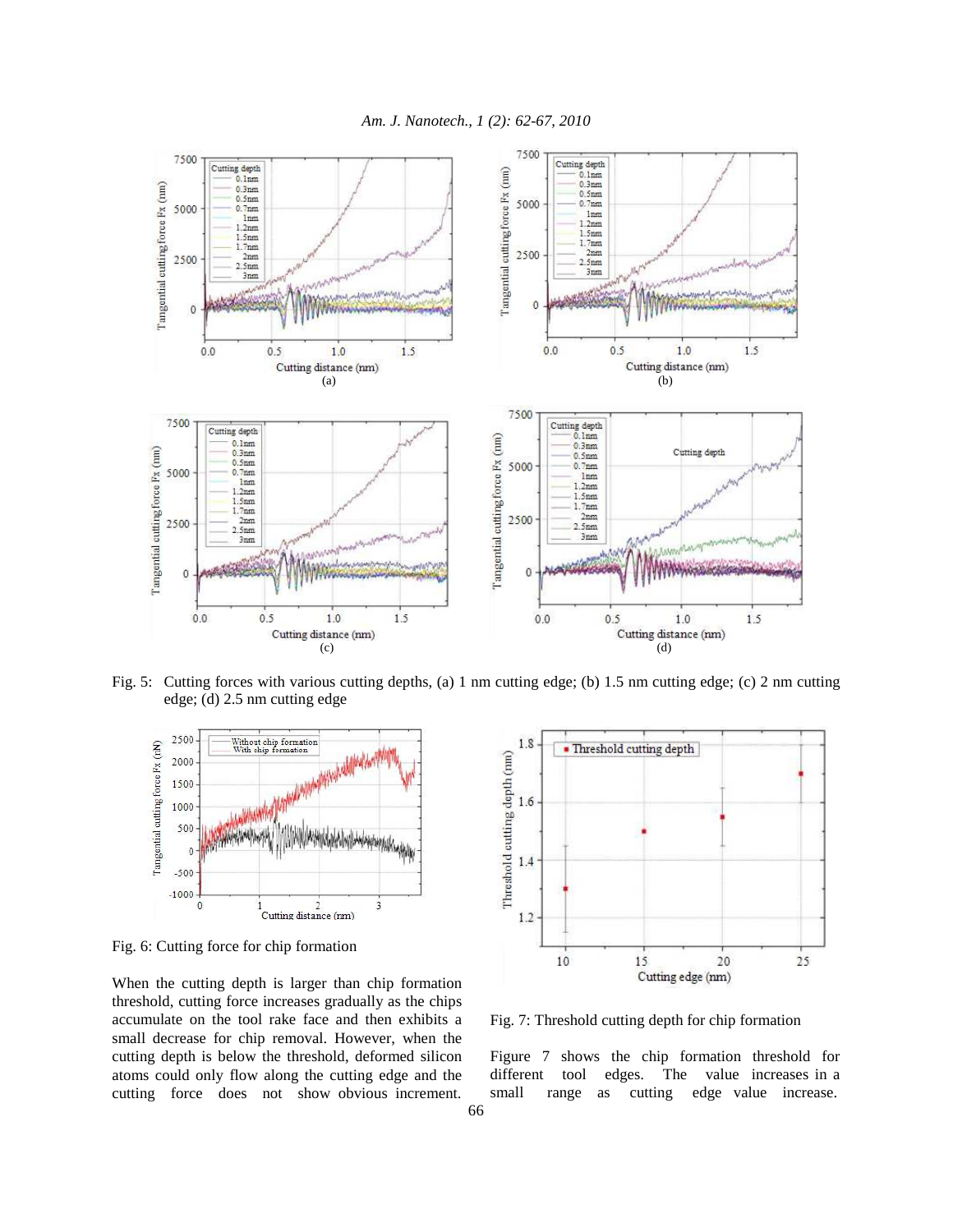Fig. 5: Cutting forces with various cutting depths, (a) 1 nm cutting edge; (b) 1.5 nm cutting edge; (c) 2 nm cutting edge; (d) 2.5 nm cutting edge

Fig. 6: Cutting force for chip formation

When the cutting depth is larger than chip formation threshold, cutting force increases gradually as the chips accumulate on the tool rake face and then exhibits a small decrease for chip removal. However, when the cutting depth is below the threshold, deformed silicon atoms could only flow along the cutting edge and the cutting force does not show obvious increment.

Fig. 7: Threshold cutting depth for chip formation

Figure 7 shows the chip formation threshold for different tool edges. The value increases in a small range as cutting edge value increase.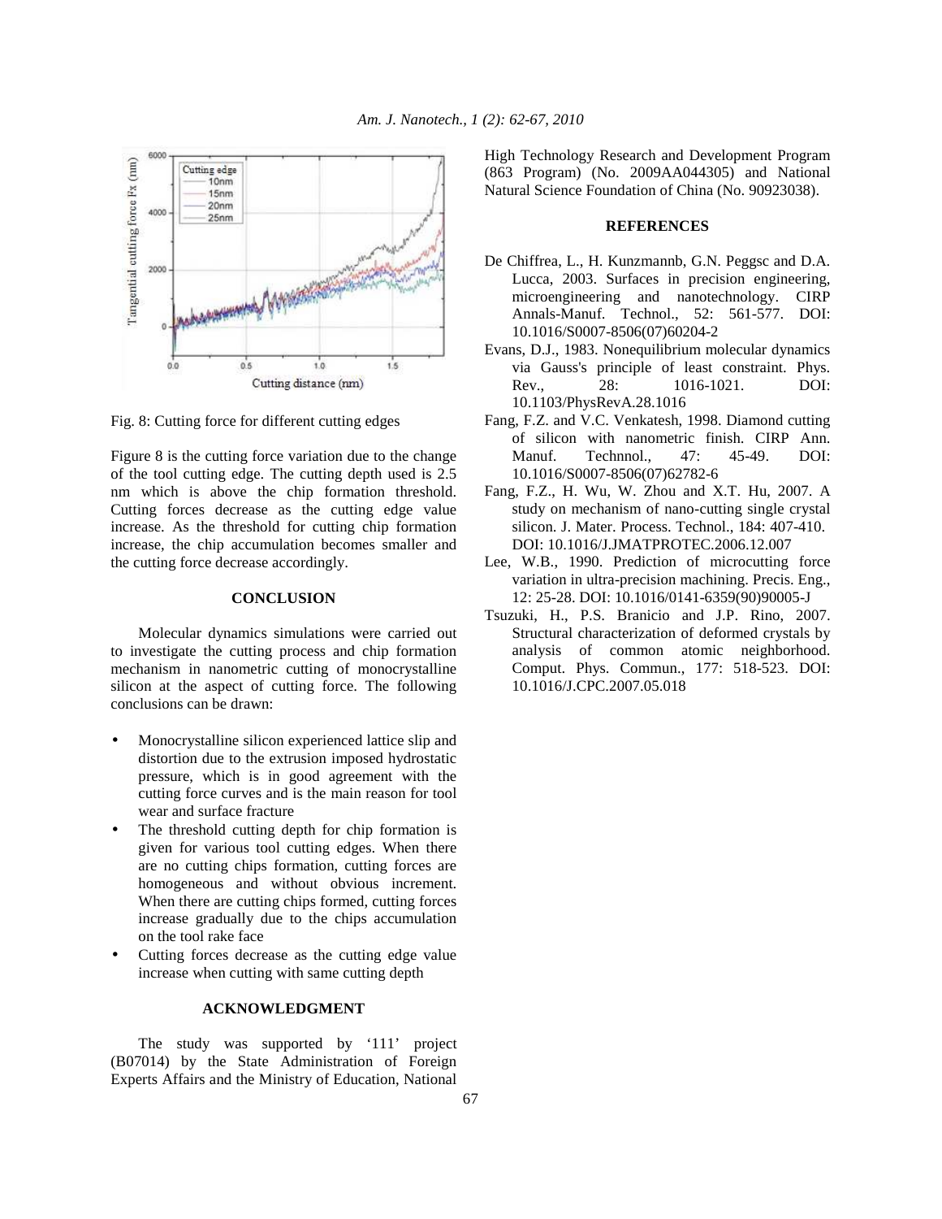Tangential cutting force Fx (nm)

6000

4000

2000

0

Cutting edge
10nm
15nm
20nm
25nm

0.0 0.5 1.0 1.5

Cutting distance (nm)

Fig. 8: Cutting force for different cutting edges

Figure 8 is the cutting force variation due to the change of the tool cutting edge. The cutting depth used is 2.5 nm which is above the chip formation threshold. Cutting forces decrease as the cutting edge value increase. As the threshold for cutting chip formation increase, the chip accumulation becomes smaller and the cutting force decrease accordingly.

## CONCLUSION

Molecular dynamics simulations were carried out to investigate the cutting process and chip formation mechanism in nanometric cutting of monocrystalline silicon at the aspect of cutting force. The following conclusions can be drawn:

- Monocrystalline silicon experienced lattice slip and distortion due to the extrusion imposed hydrostatic pressure, which is in good agreement with the cutting force curves and is the main reason for tool wear and surface fracture
- The threshold cutting depth for chip formation is given for various tool cutting edges. When there are no cutting chips formation, cutting forces are homogeneous and without obvious increment. When there are cutting chips formed, cutting forces increase gradually due to the chips accumulation on the tool rake face
- Cutting forces decrease as the cutting edge value increase when cutting with same cutting depth

## ACKNOWLEDGMENT

The study was supported by '111' project (B07014) by the State Administration of Foreign Experts Affairs and the Ministry of Education, National High Technology Research and Development Program (863 Program) (No. 2009AA044305) and National Natural Science Foundation of China (No. 90923038).

## REFERENCES

De Chiffrea, L., H. Kunzmannb, G.N. Peggsc and D.A. Lucca, 2003. Surfaces in precision engineering, microengineering and nanotechnology. CIRP Annals-Manuf. Technol., 52: 561-577. DOI: 10.1016/S0007-8506(07)60204-2

Evans, D.J., 1983. Nonequilibrium molecular dynamics via Gauss's principle of least constraint. Phys. Rev., 28: 1016-1021. DOI: 10.1103/PhysRevA.28.1016

Fang, F.Z. and V.C. Venkatesh, 1998. Diamond cutting of silicon with nanometric finish. CIRP Ann. Manuf. Technnol., 47: 45-49. DOI: 10.1016/S0007-8506(07)62782-6

Fang, F.Z., H. Wu, W. Zhou and X.T. Hu, 2007. A study on mechanism of nano-cutting single crystal silicon. J. Mater. Process. Technol., 184: 407-410. DOI: 10.1016/J.JMATPROTEC.2006.12.007

Lee, W.B., 1990. Prediction of microcutting force variation in ultra-precision machining. Precis. Eng., 12: 25-28. DOI: 10.1016/0141-6359(90)90005-J

Tsuzuki, H., P.S. Branicio and J.P. Rino, 2007. Structural characterization of deformed crystals by analysis of common atomic neighborhood. Comput. Phys. Commun., 177: 518-523. DOI: 10.1016/J.CPC.2007.05.018